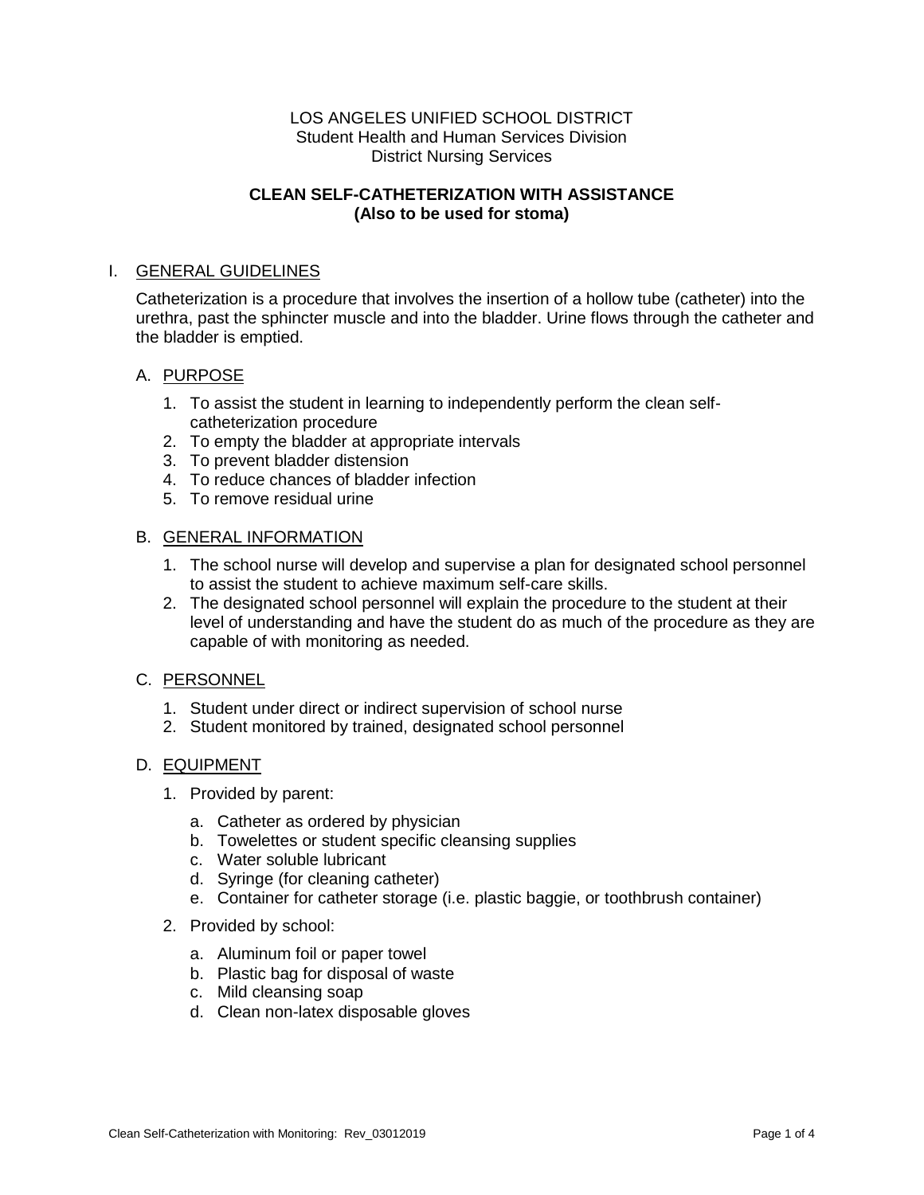LOS ANGELES UNIFIED SCHOOL DISTRICT
Student Health and Human Services Division
District Nursing Services

# CLEAN SELF-CATHETERIZATION WITH ASSISTANCE
## (Also to be used for stoma)

## I. GENERAL GUIDELINES

Catheterization is a procedure that involves the insertion of a hollow tube (catheter) into the urethra, past the sphincter muscle and into the bladder. Urine flows through the catheter and the bladder is emptied.

### A. PURPOSE

1. To assist the student in learning to independently perform the clean self-catheterization procedure
2. To empty the bladder at appropriate intervals
3. To prevent bladder distension
4. To reduce chances of bladder infection
5. To remove residual urine

### B. GENERAL INFORMATION

1. The school nurse will develop and supervise a plan for designated school personnel to assist the student to achieve maximum self-care skills.
2. The designated school personnel will explain the procedure to the student at their level of understanding and have the student do as much of the procedure as they are capable of with monitoring as needed.

### C. PERSONNEL

1. Student under direct or indirect supervision of school nurse
2. Student monitored by trained, designated school personnel

### D. EQUIPMENT

1. Provided by parent:
   a. Catheter as ordered by physician
   b. Towelettes or student specific cleansing supplies
   c. Water soluble lubricant
   d. Syringe (for cleaning catheter)
   e. Container for catheter storage (i.e. plastic baggie, or toothbrush container)
2. Provided by school:
   a. Aluminum foil or paper towel
   b. Plastic bag for disposal of waste
   c. Mild cleansing soap
   d. Clean non-latex disposable gloves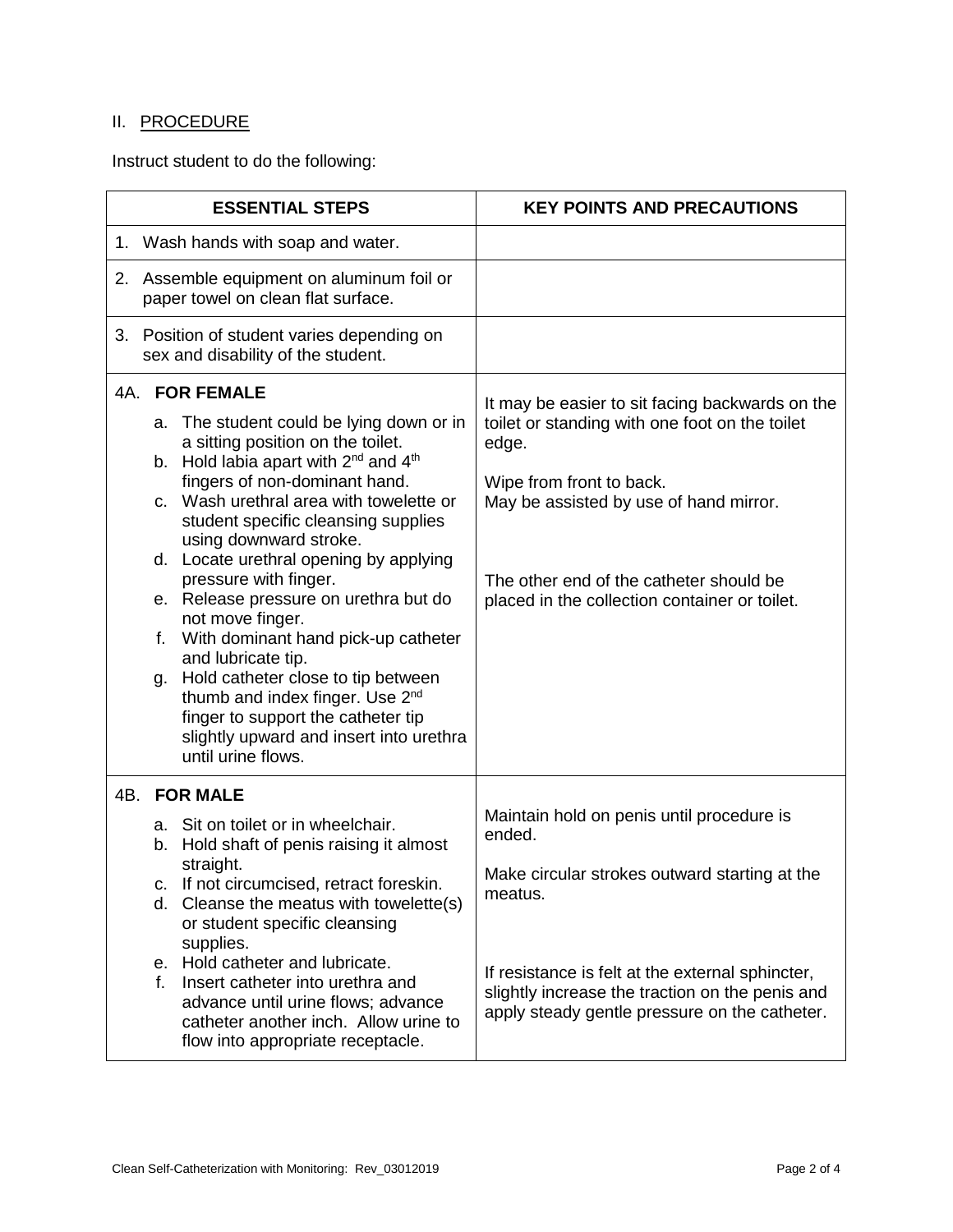## II. PROCEDURE

Instruct student to do the following:

| ESSENTIAL STEPS | KEY POINTS AND PRECAUTIONS |
|---|---|
| 1. Wash hands with soap and water. | |
| 2. Assemble equipment on aluminum foil or paper towel on clean flat surface. | |
| 3. Position of student varies depending on sex and disability of the student. | |
| 4A. **FOR FEMALE**<br>a. The student could be lying down or in a sitting position on the toilet.<br>b. Hold labia apart with 2nd and 4th fingers of non-dominant hand.<br>c. Wash urethral area with towelette or student specific cleansing supplies using downward stroke.<br>d. Locate urethral opening by applying pressure with finger.<br>e. Release pressure on urethra but do not move finger.<br>f. With dominant hand pick-up catheter and lubricate tip.<br>g. Hold catheter close to tip between thumb and index finger. Use 2nd finger to support the catheter tip slightly upward and insert into urethra until urine flows. | It may be easier to sit facing backwards on the toilet or standing with one foot on the toilet edge.<br><br>Wipe from front to back.<br>May be assisted by use of hand mirror.<br><br>The other end of the catheter should be placed in the collection container or toilet. |
| 4B. **FOR MALE**<br>a. Sit on toilet or in wheelchair.<br>b. Hold shaft of penis raising it almost straight.<br>c. If not circumcised, retract foreskin.<br>d. Cleanse the meatus with towelette(s) or student specific cleansing supplies.<br>e. Hold catheter and lubricate.<br>f. Insert catheter into urethra and advance until urine flows; advance catheter another inch. Allow urine to flow into appropriate receptacle. | Maintain hold on penis until procedure is ended.<br><br>Make circular strokes outward starting at the meatus.<br><br>If resistance is felt at the external sphincter, slightly increase the traction on the penis and apply steady gentle pressure on the catheter. |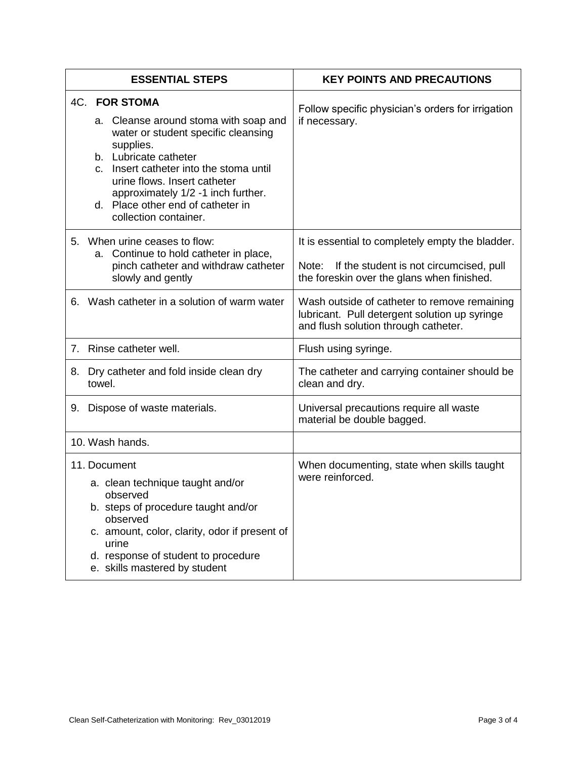| ESSENTIAL STEPS | KEY POINTS AND PRECAUTIONS |
|---|---|
| 4C. **FOR STOMA**<br>a. Cleanse around stoma with soap and water or student specific cleansing supplies.<br>b. Lubricate catheter<br>c. Insert catheter into the stoma until urine flows. Insert catheter approximately 1/2 -1 inch further.<br>d. Place other end of catheter in collection container. | Follow specific physician's orders for irrigation if necessary. |
| 5. When urine ceases to flow:<br>a. Continue to hold catheter in place, pinch catheter and withdraw catheter slowly and gently | It is essential to completely empty the bladder.<br><br>Note: If the student is not circumcised, pull the foreskin over the glans when finished. |
| 6. Wash catheter in a solution of warm water | Wash outside of catheter to remove remaining lubricant. Pull detergent solution up syringe and flush solution through catheter. |
| 7. Rinse catheter well. | Flush using syringe. |
| 8. Dry catheter and fold inside clean dry towel. | The catheter and carrying container should be clean and dry. |
| 9. Dispose of waste materials. | Universal precautions require all waste material be double bagged. |
| 10. Wash hands. | |
| 11. Document<br>a. clean technique taught and/or observed<br>b. steps of procedure taught and/or observed<br>c. amount, color, clarity, odor if present of urine<br>d. response of student to procedure<br>e. skills mastered by student | When documenting, state when skills taught were reinforced. |

Clean Self-Catheterization with Monitoring: Rev_03012019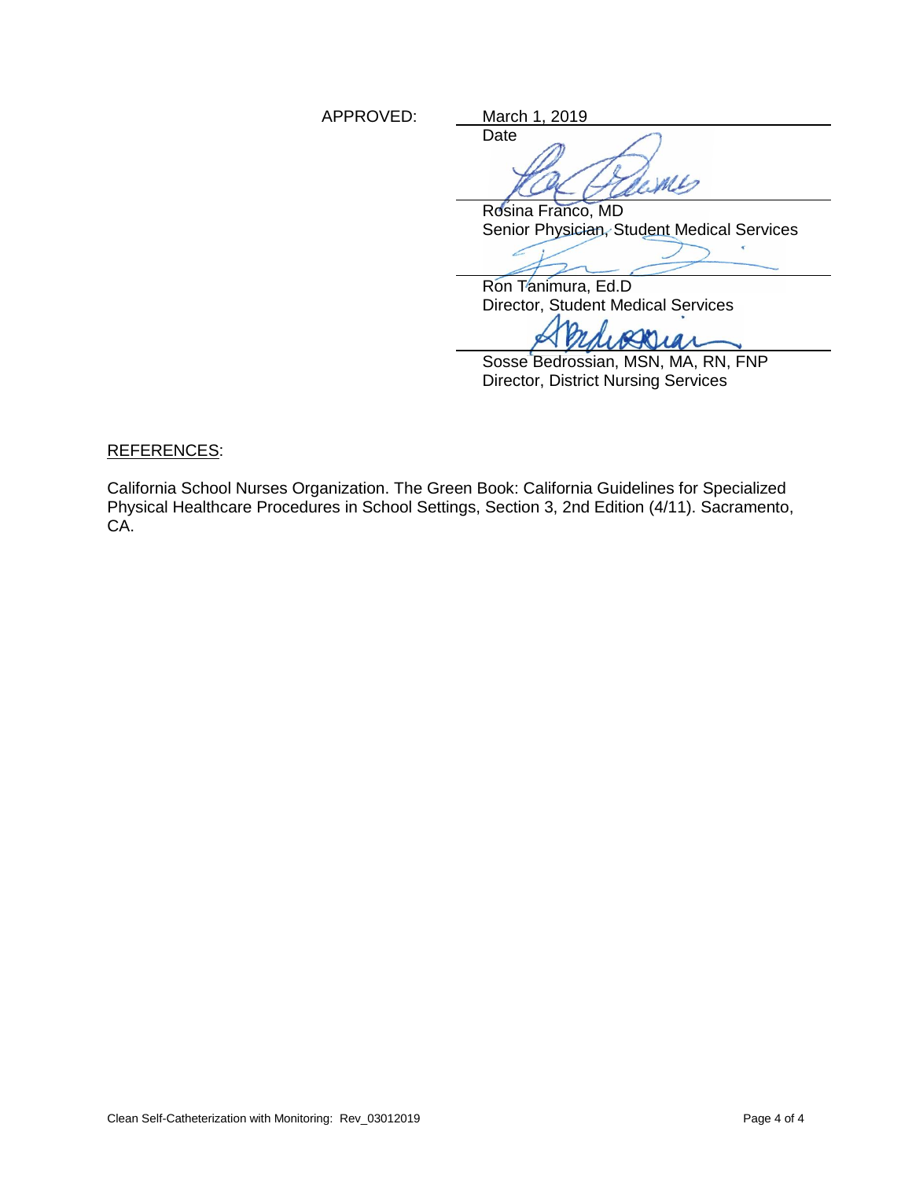APPROVED: March 1, 2019

Date

Rosina Franco, MD
Senior Physician, Student Medical Services

Ron Tanimura, Ed.D
Director, Student Medical Services

Sosse Bedrossian, MSN, MA, RN, FNP
Director, District Nursing Services

REFERENCES:

California School Nurses Organization. The Green Book: California Guidelines for Specialized Physical Healthcare Procedures in School Settings, Section 3, 2nd Edition (4/11). Sacramento, CA.